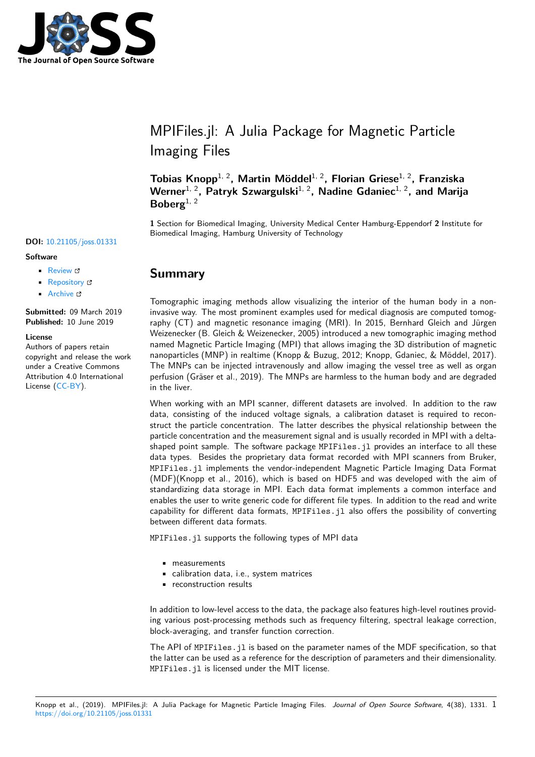# MPIFiles.jl: A Julia Package for Magnetic Particle Imaging Files

**Tobias Knopp**[1, 2], **Martin Möddel**[1, 2], **Florian Griese**[1, 2], **Franziska Werner**[1, 2], **Patryk Szwargulski**[1, 2], **Nadine Gdaniec**[1, 2], **and Marija Boberg**[1, 2]

**1** Section for Biomedical Imaging, University Medical Center Hamburg-Eppendorf **2** Institute for Biomedical Imaging, Hamburg University of Technology

**DOI:** 10.21105/joss.01331

**Software**

- Review
- Repository
- Archive

**Submitted:** 09 March 2019
**Published:** 10 June 2019

**License**
Authors of papers retain copyright and release the work under a Creative Commons Attribution 4.0 International License (CC-BY).

## Summary

Tomographic imaging methods allow visualizing the interior of the human body in a non-invasive way. The most prominent examples used for medical diagnosis are computed tomography (CT) and magnetic resonance imaging (MRI). In 2015, Bernhard Gleich and Jürgen Weizenecker (B. Gleich & Weizenecker, 2005) introduced a new tomographic imaging method named Magnetic Particle Imaging (MPI) that allows imaging the 3D distribution of magnetic nanoparticles (MNP) in realtime (Knopp & Buzug, 2012; Knopp, Gdaniec, & Möddel, 2017). The MNPs can be injected intravenously and allow imaging the vessel tree as well as organ perfusion (Gräser et al., 2019). The MNPs are harmless to the human body and are degraded in the liver.

When working with an MPI scanner, different datasets are involved. In addition to the raw data, consisting of the induced voltage signals, a calibration dataset is required to reconstruct the particle concentration. The latter describes the physical relationship between the particle concentration and the measurement signal and is usually recorded in MPI with a delta-shaped point sample. The software package `MPIFiles.jl` provides an interface to all these data types. Besides the proprietary data format recorded with MPI scanners from Bruker, `MPIFiles.jl` implements the vendor-independent Magnetic Particle Imaging Data Format (MDF)(Knopp et al., 2016), which is based on HDF5 and was developed with the aim of standardizing data storage in MPI. Each data format implements a common interface and enables the user to write generic code for different file types. In addition to the read and write capability for different data formats, `MPIFiles.jl` also offers the possibility of converting between different data formats.

`MPIFiles.jl` supports the following types of MPI data

- measurements
- calibration data, i.e., system matrices
- reconstruction results

In addition to low-level access to the data, the package also features high-level routines providing various post-processing methods such as frequency filtering, spectral leakage correction, block-averaging, and transfer function correction.

The API of `MPIFiles.jl` is based on the parameter names of the MDF specification, so that the latter can be used as a reference for the description of parameters and their dimensionality. `MPIFiles.jl` is licensed under the MIT license.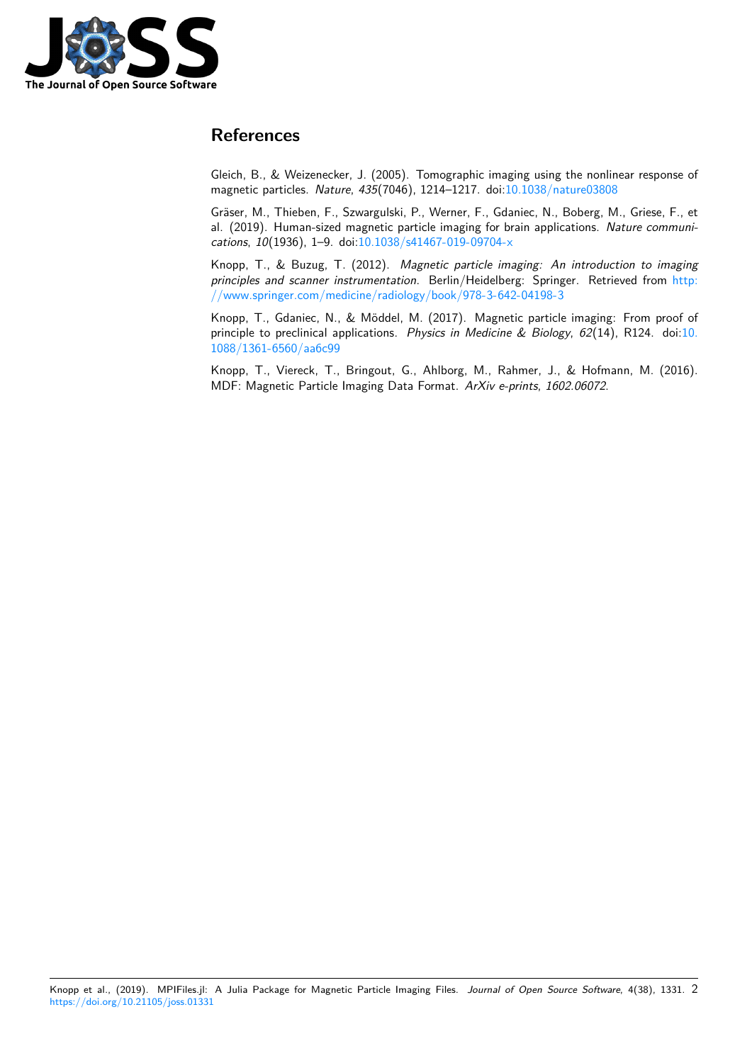## References

Gleich, B., & Weizenecker, J. (2005). Tomographic imaging using the nonlinear response of magnetic particles. *Nature*, *435*(7046), 1214–1217. doi:10.1038/nature03808

Gräser, M., Thieben, F., Szwargulski, P., Werner, F., Gdaniec, N., Boberg, M., Griese, F., et al. (2019). Human-sized magnetic particle imaging for brain applications. *Nature communications*, *10*(1936), 1–9. doi:10.1038/s41467-019-09704-x

Knopp, T., & Buzug, T. (2012). *Magnetic particle imaging: An introduction to imaging principles and scanner instrumentation*. Berlin/Heidelberg: Springer. Retrieved from http://www.springer.com/medicine/radiology/book/978-3-642-04198-3

Knopp, T., Gdaniec, N., & Möddel, M. (2017). Magnetic particle imaging: From proof of principle to preclinical applications. *Physics in Medicine & Biology*, *62*(14), R124. doi:10.1088/1361-6560/aa6c99

Knopp, T., Viereck, T., Bringout, G., Ahlborg, M., Rahmer, J., & Hofmann, M. (2016). MDF: Magnetic Particle Imaging Data Format. *ArXiv e-prints*, *1602.06072*.